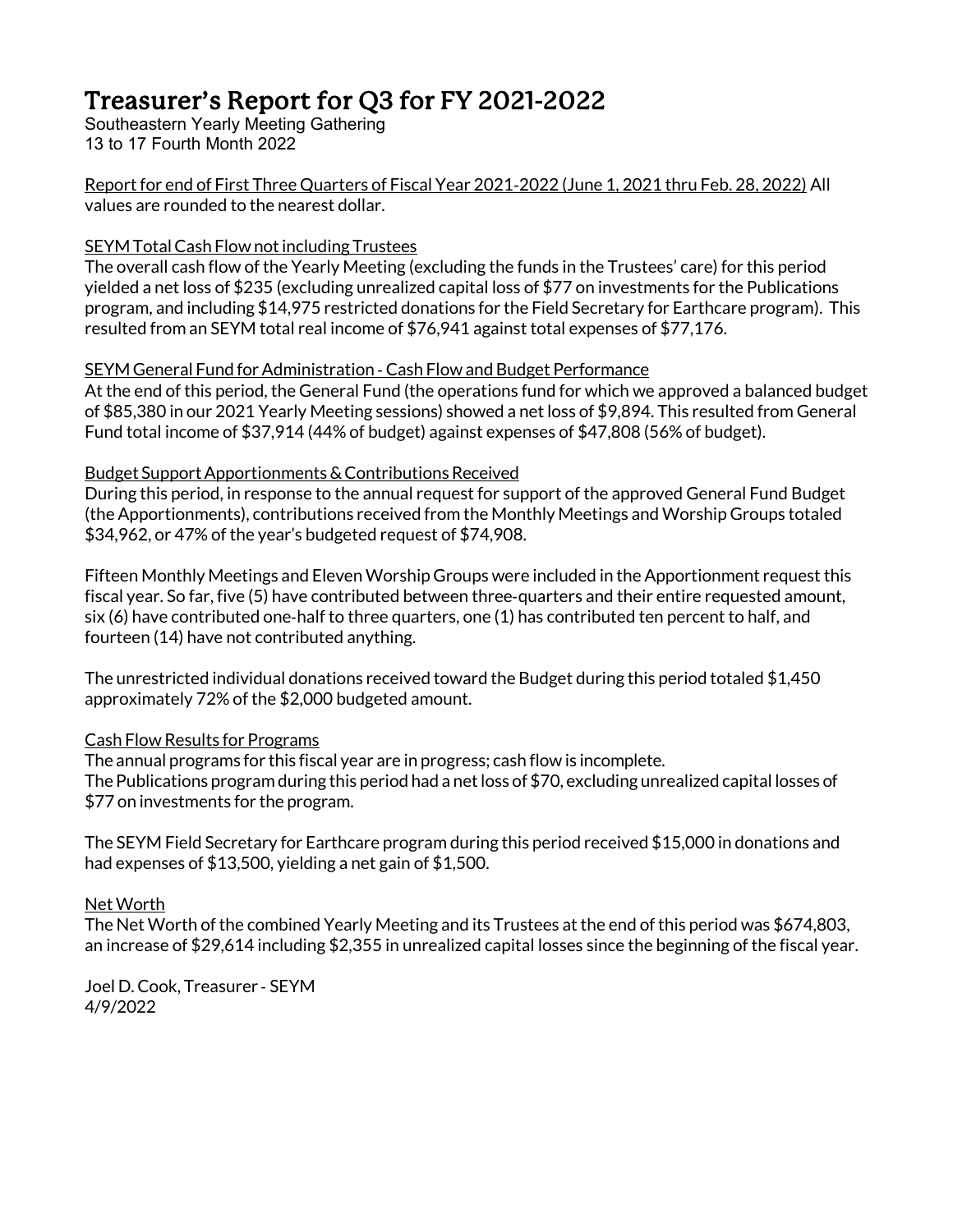# Treasurer's Report for Q3 for FY 2021-2022

Southeastern Yearly Meeting Gathering
13 to 17 Fourth Month 2022

Report for end of First Three Quarters of Fiscal Year 2021-2022 (June 1, 2021 thru Feb. 28, 2022) All values are rounded to the nearest dollar.

SEYM Total Cash Flow not including Trustees

The overall cash flow of the Yearly Meeting (excluding the funds in the Trustees' care) for this period yielded a net loss of $235 (excluding unrealized capital loss of $77 on investments for the Publications program, and including $14,975 restricted donations for the Field Secretary for Earthcare program). This resulted from an SEYM total real income of $76,941 against total expenses of $77,176.

SEYM General Fund for Administration - Cash Flow and Budget Performance

At the end of this period, the General Fund (the operations fund for which we approved a balanced budget of $85,380 in our 2021 Yearly Meeting sessions) showed a net loss of $9,894. This resulted from General Fund total income of $37,914 (44% of budget) against expenses of $47,808 (56% of budget).

Budget Support Apportionments & Contributions Received

During this period, in response to the annual request for support of the approved General Fund Budget (the Apportionments), contributions received from the Monthly Meetings and Worship Groups totaled $34,962, or 47% of the year's budgeted request of $74,908.

Fifteen Monthly Meetings and Eleven Worship Groups were included in the Apportionment request this fiscal year. So far, five (5) have contributed between three-quarters and their entire requested amount, six (6) have contributed one-half to three quarters, one (1) has contributed ten percent to half, and fourteen (14) have not contributed anything.

The unrestricted individual donations received toward the Budget during this period totaled $1,450 approximately 72% of the $2,000 budgeted amount.

Cash Flow Results for Programs

The annual programs for this fiscal year are in progress; cash flow is incomplete.
The Publications program during this period had a net loss of $70, excluding unrealized capital losses of $77 on investments for the program.

The SEYM Field Secretary for Earthcare program during this period received $15,000 in donations and had expenses of $13,500, yielding a net gain of $1,500.

Net Worth

The Net Worth of the combined Yearly Meeting and its Trustees at the end of this period was $674,803, an increase of $29,614 including $2,355 in unrealized capital losses since the beginning of the fiscal year.

Joel D. Cook, Treasurer - SEYM
4/9/2022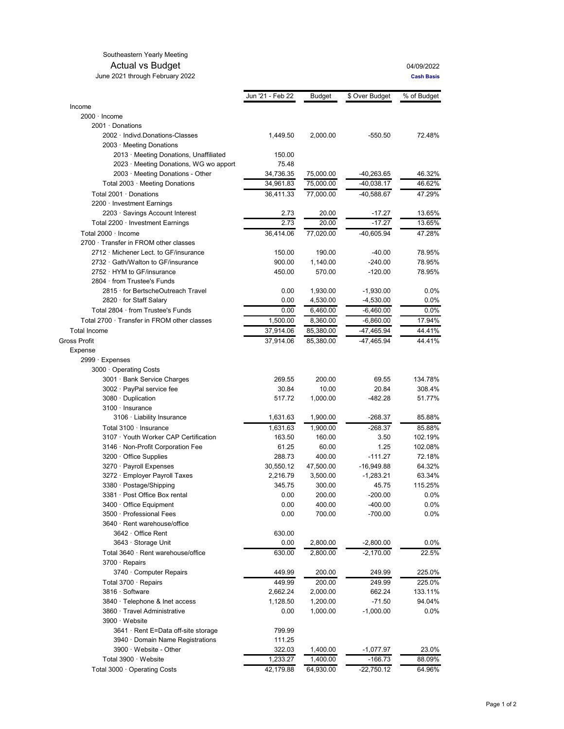Southeastern Yearly Meeting

# Actual vs Budget

June 2021 through February 2022

04/09/2022

**Cash Basis**

| | Jun '21 - Feb 22 | Budget | $ Over Budget | % of Budget |
|---|---|---|---|---|
| Income | | | | |
| 2000 · Income | | | | |
| 2001 · Donations | | | | |
| 2002 · Indivd.Donations-Classes | 1,449.50 | 2,000.00 | -550.50 | 72.48% |
| 2003 · Meeting Donations | | | | |
| 2013 · Meeting Donations, Unaffiliated | 150.00 | | | |
| 2023 · Meeting Donations, WG wo apport | 75.48 | | | |
| 2003 · Meeting Donations - Other | 34,736.35 | 75,000.00 | -40,263.65 | 46.32% |
| Total 2003 · Meeting Donations | 34,961.83 | 75,000.00 | -40,038.17 | 46.62% |
| Total 2001 · Donations | 36,411.33 | 77,000.00 | -40,588.67 | 47.29% |
| 2200 · Investment Earnings | | | | |
| 2203 · Savings Account Interest | 2.73 | 20.00 | -17.27 | 13.65% |
| Total 2200 · Investment Earnings | 2.73 | 20.00 | -17.27 | 13.65% |
| Total 2000 · Income | 36,414.06 | 77,020.00 | -40,605.94 | 47.28% |
| 2700 · Transfer in FROM other classes | | | | |
| 2712 · Michener Lect. to GF/insurance | 150.00 | 190.00 | -40.00 | 78.95% |
| 2732 · Gath/Walton to GF/insurance | 900.00 | 1,140.00 | -240.00 | 78.95% |
| 2752 · HYM to GF/insurance | 450.00 | 570.00 | -120.00 | 78.95% |
| 2804 · from Trustee's Funds | | | | |
| 2815 · for BertscheOutreach Travel | 0.00 | 1,930.00 | -1,930.00 | 0.0% |
| 2820 · for Staff Salary | 0.00 | 4,530.00 | -4,530.00 | 0.0% |
| Total 2804 · from Trustee's Funds | 0.00 | 6,460.00 | -6,460.00 | 0.0% |
| Total 2700 · Transfer in FROM other classes | 1,500.00 | 8,360.00 | -6,860.00 | 17.94% |
| Total Income | 37,914.06 | 85,380.00 | -47,465.94 | 44.41% |
| Gross Profit | 37,914.06 | 85,380.00 | -47,465.94 | 44.41% |
| Expense | | | | |
| 2999 · Expenses | | | | |
| 3000 · Operating Costs | | | | |
| 3001 · Bank Service Charges | 269.55 | 200.00 | 69.55 | 134.78% |
| 3002 · PayPal service fee | 30.84 | 10.00 | 20.84 | 308.4% |
| 3080 · Duplication | 517.72 | 1,000.00 | -482.28 | 51.77% |
| 3100 · Insurance | | | | |
| 3106 · Liability Insurance | 1,631.63 | 1,900.00 | -268.37 | 85.88% |
| Total 3100 · Insurance | 1,631.63 | 1,900.00 | -268.37 | 85.88% |
| 3107 · Youth Worker CAP Certification | 163.50 | 160.00 | 3.50 | 102.19% |
| 3146 · Non-Profit Corporation Fee | 61.25 | 60.00 | 1.25 | 102.08% |
| 3200 · Office Supplies | 288.73 | 400.00 | -111.27 | 72.18% |
| 3270 · Payroll Expenses | 30,550.12 | 47,500.00 | -16,949.88 | 64.32% |
| 3272 · Employer Payroll Taxes | 2,216.79 | 3,500.00 | -1,283.21 | 63.34% |
| 3380 · Postage/Shipping | 345.75 | 300.00 | 45.75 | 115.25% |
| 3381 · Post Office Box rental | 0.00 | 200.00 | -200.00 | 0.0% |
| 3400 · Office Equipment | 0.00 | 400.00 | -400.00 | 0.0% |
| 3500 · Professional Fees | 0.00 | 700.00 | -700.00 | 0.0% |
| 3640 · Rent warehouse/office | | | | |
| 3642 · Office Rent | 630.00 | | | |
| 3643 · Storage Unit | 0.00 | 2,800.00 | -2,800.00 | 0.0% |
| Total 3640 · Rent warehouse/office | 630.00 | 2,800.00 | -2,170.00 | 22.5% |
| 3700 · Repairs | | | | |
| 3740 · Computer Repairs | 449.99 | 200.00 | 249.99 | 225.0% |
| Total 3700 · Repairs | 449.99 | 200.00 | 249.99 | 225.0% |
| 3816 · Software | 2,662.24 | 2,000.00 | 662.24 | 133.11% |
| 3840 · Telephone & Inet access | 1,128.50 | 1,200.00 | -71.50 | 94.04% |
| 3860 · Travel Administrative | 0.00 | 1,000.00 | -1,000.00 | 0.0% |
| 3900 · Website | | | | |
| 3641 · Rent E=Data off-site storage | 799.99 | | | |
| 3940 · Domain Name Registrations | 111.25 | | | |
| 3900 · Website - Other | 322.03 | 1,400.00 | -1,077.97 | 23.0% |
| Total 3900 · Website | 1,233.27 | 1,400.00 | -166.73 | 88.09% |
| Total 3000 · Operating Costs | 42,179.88 | 64,930.00 | -22,750.12 | 64.96% |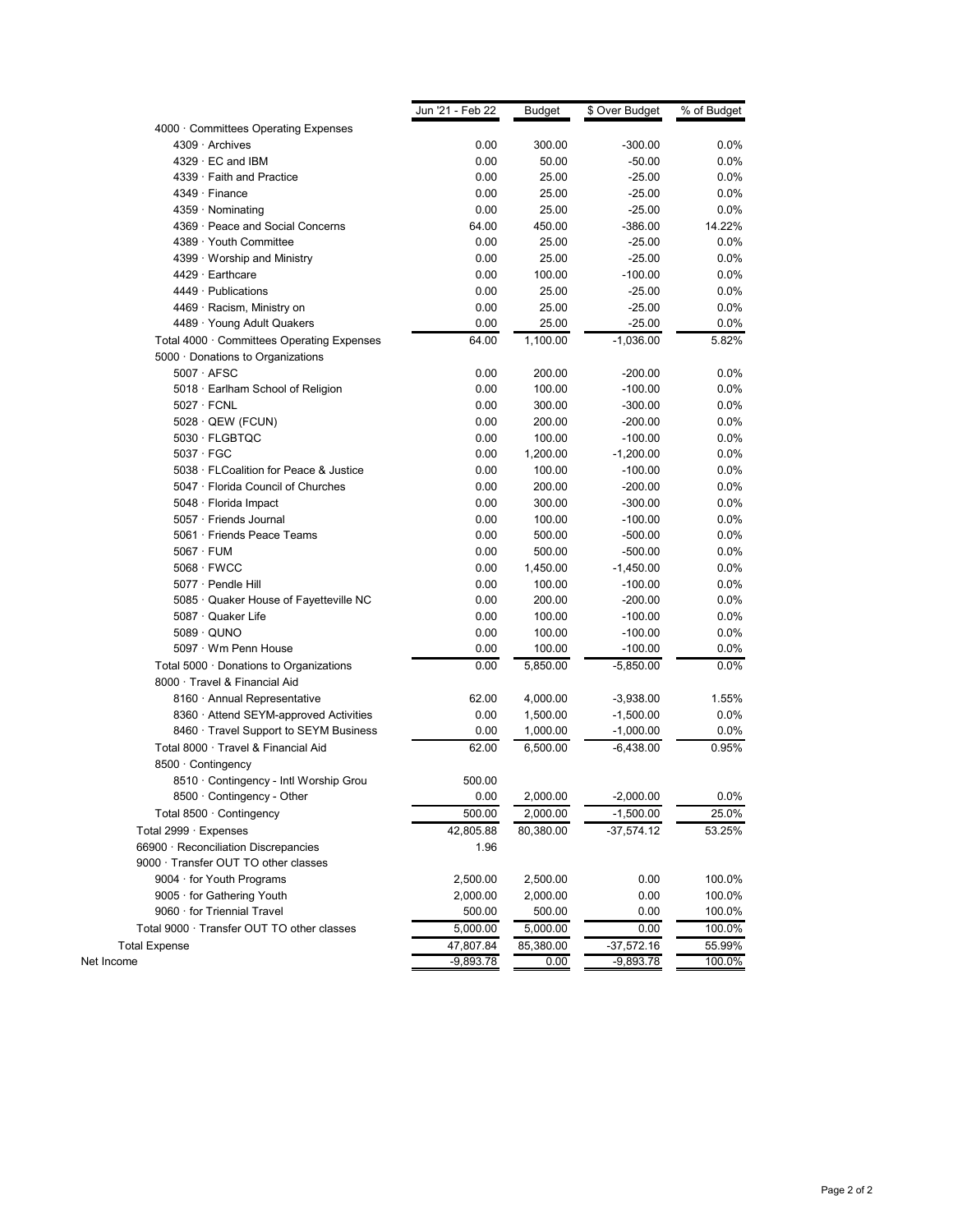| | Jun '21 - Feb 22 | Budget | $ Over Budget | % of Budget |
|---|---|---|---|---|
| 4000 · Committees Operating Expenses | | | | |
| 4309 · Archives | 0.00 | 300.00 | -300.00 | 0.0% |
| 4329 · EC and IBM | 0.00 | 50.00 | -50.00 | 0.0% |
| 4339 · Faith and Practice | 0.00 | 25.00 | -25.00 | 0.0% |
| 4349 · Finance | 0.00 | 25.00 | -25.00 | 0.0% |
| 4359 · Nominating | 0.00 | 25.00 | -25.00 | 0.0% |
| 4369 · Peace and Social Concerns | 64.00 | 450.00 | -386.00 | 14.22% |
| 4389 · Youth Committee | 0.00 | 25.00 | -25.00 | 0.0% |
| 4399 · Worship and Ministry | 0.00 | 25.00 | -25.00 | 0.0% |
| 4429 · Earthcare | 0.00 | 100.00 | -100.00 | 0.0% |
| 4449 · Publications | 0.00 | 25.00 | -25.00 | 0.0% |
| 4469 · Racism, Ministry on | 0.00 | 25.00 | -25.00 | 0.0% |
| 4489 · Young Adult Quakers | 0.00 | 25.00 | -25.00 | 0.0% |
| Total 4000 · Committees Operating Expenses | 64.00 | 1,100.00 | -1,036.00 | 5.82% |
| 5000 · Donations to Organizations | | | | |
| 5007 · AFSC | 0.00 | 200.00 | -200.00 | 0.0% |
| 5018 · Earlham School of Religion | 0.00 | 100.00 | -100.00 | 0.0% |
| 5027 · FCNL | 0.00 | 300.00 | -300.00 | 0.0% |
| 5028 · QEW (FCUN) | 0.00 | 200.00 | -200.00 | 0.0% |
| 5030 · FLGBTQC | 0.00 | 100.00 | -100.00 | 0.0% |
| 5037 · FGC | 0.00 | 1,200.00 | -1,200.00 | 0.0% |
| 5038 · FLCoalition for Peace & Justice | 0.00 | 100.00 | -100.00 | 0.0% |
| 5047 · Florida Council of Churches | 0.00 | 200.00 | -200.00 | 0.0% |
| 5048 · Florida Impact | 0.00 | 300.00 | -300.00 | 0.0% |
| 5057 · Friends Journal | 0.00 | 100.00 | -100.00 | 0.0% |
| 5061 · Friends Peace Teams | 0.00 | 500.00 | -500.00 | 0.0% |
| 5067 · FUM | 0.00 | 500.00 | -500.00 | 0.0% |
| 5068 · FWCC | 0.00 | 1,450.00 | -1,450.00 | 0.0% |
| 5077 · Pendle Hill | 0.00 | 100.00 | -100.00 | 0.0% |
| 5085 · Quaker House of Fayetteville NC | 0.00 | 200.00 | -200.00 | 0.0% |
| 5087 · Quaker Life | 0.00 | 100.00 | -100.00 | 0.0% |
| 5089 · QUNO | 0.00 | 100.00 | -100.00 | 0.0% |
| 5097 · Wm Penn House | 0.00 | 100.00 | -100.00 | 0.0% |
| Total 5000 · Donations to Organizations | 0.00 | 5,850.00 | -5,850.00 | 0.0% |
| 8000 · Travel & Financial Aid | | | | |
| 8160 · Annual Representative | 62.00 | 4,000.00 | -3,938.00 | 1.55% |
| 8360 · Attend SEYM-approved Activities | 0.00 | 1,500.00 | -1,500.00 | 0.0% |
| 8460 · Travel Support to SEYM Business | 0.00 | 1,000.00 | -1,000.00 | 0.0% |
| Total 8000 · Travel & Financial Aid | 62.00 | 6,500.00 | -6,438.00 | 0.95% |
| 8500 · Contingency | | | | |
| 8510 · Contingency - Intl Worship Grou | 500.00 | | | |
| 8500 · Contingency - Other | 0.00 | 2,000.00 | -2,000.00 | 0.0% |
| Total 8500 · Contingency | 500.00 | 2,000.00 | -1,500.00 | 25.0% |
| Total 2999 · Expenses | 42,805.88 | 80,380.00 | -37,574.12 | 53.25% |
| 66900 · Reconciliation Discrepancies | 1.96 | | | |
| 9000 · Transfer OUT TO other classes | | | | |
| 9004 · for Youth Programs | 2,500.00 | 2,500.00 | 0.00 | 100.0% |
| 9005 · for Gathering Youth | 2,000.00 | 2,000.00 | 0.00 | 100.0% |
| 9060 · for Triennial Travel | 500.00 | 500.00 | 0.00 | 100.0% |
| Total 9000 · Transfer OUT TO other classes | 5,000.00 | 5,000.00 | 0.00 | 100.0% |
| Total Expense | 47,807.84 | 85,380.00 | -37,572.16 | 55.99% |
| Net Income | -9,893.78 | 0.00 | -9,893.78 | 100.0% |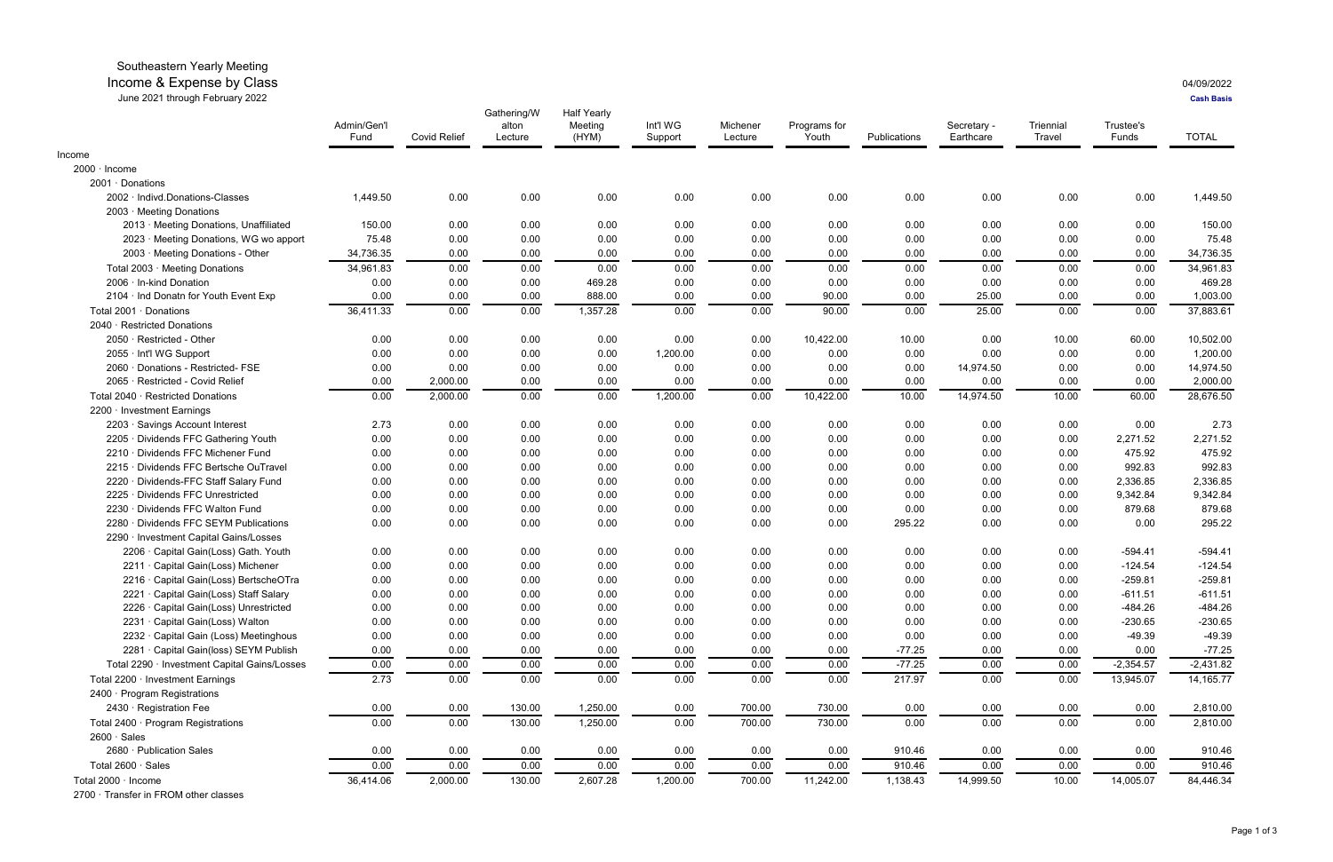# Southeastern Yearly Meeting

## Income & Expense by Class

June 2021 through February 2022

04/09/2022

**Cash Basis**

| | Admin/Gen'l Fund | Covid Relief | Gathering/Walton Lecture | Half Yearly Meeting (HYM) | Int'l WG Support | Michener Lecture | Programs for Youth | Publications | Secretary - Earthcare | Triennial Travel | Trustee's Funds | TOTAL |
|---|---|---|---|---|---|---|---|---|---|---|---|---|
| Income | | | | | | | | | | | | |
| 2000 · Income | | | | | | | | | | | | |
| 2001 · Donations | | | | | | | | | | | | |
| 2002 · Indivd.Donations-Classes | 1,449.50 | 0.00 | 0.00 | 0.00 | 0.00 | 0.00 | 0.00 | 0.00 | 0.00 | 0.00 | 0.00 | 1,449.50 |
| 2003 · Meeting Donations | | | | | | | | | | | | |
| 2013 · Meeting Donations, Unaffiliated | 150.00 | 0.00 | 0.00 | 0.00 | 0.00 | 0.00 | 0.00 | 0.00 | 0.00 | 0.00 | 0.00 | 150.00 |
| 2023 · Meeting Donations, WG wo apport | 75.48 | 0.00 | 0.00 | 0.00 | 0.00 | 0.00 | 0.00 | 0.00 | 0.00 | 0.00 | 0.00 | 75.48 |
| 2003 · Meeting Donations - Other | 34,736.35 | 0.00 | 0.00 | 0.00 | 0.00 | 0.00 | 0.00 | 0.00 | 0.00 | 0.00 | 0.00 | 34,736.35 |
| Total 2003 · Meeting Donations | 34,961.83 | 0.00 | 0.00 | 0.00 | 0.00 | 0.00 | 0.00 | 0.00 | 0.00 | 0.00 | 0.00 | 34,961.83 |
| 2006 · In-kind Donation | 0.00 | 0.00 | 0.00 | 469.28 | 0.00 | 0.00 | 0.00 | 0.00 | 0.00 | 0.00 | 0.00 | 469.28 |
| 2104 · Ind Donatn for Youth Event Exp | 0.00 | 0.00 | 0.00 | 888.00 | 0.00 | 0.00 | 90.00 | 0.00 | 25.00 | 0.00 | 0.00 | 1,003.00 |
| Total 2001 · Donations | 36,411.33 | 0.00 | 0.00 | 1,357.28 | 0.00 | 0.00 | 90.00 | 0.00 | 25.00 | 0.00 | 0.00 | 37,883.61 |
| 2040 · Restricted Donations | | | | | | | | | | | | |
| 2050 · Restricted - Other | 0.00 | 0.00 | 0.00 | 0.00 | 0.00 | 0.00 | 10,422.00 | 10.00 | 0.00 | 10.00 | 60.00 | 10,502.00 |
| 2055 · Int'l WG Support | 0.00 | 0.00 | 0.00 | 0.00 | 1,200.00 | 0.00 | 0.00 | 0.00 | 0.00 | 0.00 | 0.00 | 1,200.00 |
| 2060 · Donations - Restricted- FSE | 0.00 | 0.00 | 0.00 | 0.00 | 0.00 | 0.00 | 0.00 | 0.00 | 14,974.50 | 0.00 | 0.00 | 14,974.50 |
| 2065 · Restricted - Covid Relief | 0.00 | 2,000.00 | 0.00 | 0.00 | 0.00 | 0.00 | 0.00 | 0.00 | 0.00 | 0.00 | 0.00 | 2,000.00 |
| Total 2040 · Restricted Donations | 0.00 | 2,000.00 | 0.00 | 0.00 | 1,200.00 | 0.00 | 10,422.00 | 10.00 | 14,974.50 | 10.00 | 60.00 | 28,676.50 |
| 2200 · Investment Earnings | | | | | | | | | | | | |
| 2203 · Savings Account Interest | 2.73 | 0.00 | 0.00 | 0.00 | 0.00 | 0.00 | 0.00 | 0.00 | 0.00 | 0.00 | 0.00 | 2.73 |
| 2205 · Dividends FFC Gathering Youth | 0.00 | 0.00 | 0.00 | 0.00 | 0.00 | 0.00 | 0.00 | 0.00 | 0.00 | 0.00 | 2,271.52 | 2,271.52 |
| 2210 · Dividends FFC Michener Fund | 0.00 | 0.00 | 0.00 | 0.00 | 0.00 | 0.00 | 0.00 | 0.00 | 0.00 | 0.00 | 475.92 | 475.92 |
| 2215 · Dividends FFC Bertsche OuTravel | 0.00 | 0.00 | 0.00 | 0.00 | 0.00 | 0.00 | 0.00 | 0.00 | 0.00 | 0.00 | 992.83 | 992.83 |
| 2220 · Dividends-FFC Staff Salary Fund | 0.00 | 0.00 | 0.00 | 0.00 | 0.00 | 0.00 | 0.00 | 0.00 | 0.00 | 0.00 | 2,336.85 | 2,336.85 |
| 2225 · Dividends FFC Unrestricted | 0.00 | 0.00 | 0.00 | 0.00 | 0.00 | 0.00 | 0.00 | 0.00 | 0.00 | 0.00 | 9,342.84 | 9,342.84 |
| 2230 · Dividends FFC Walton Fund | 0.00 | 0.00 | 0.00 | 0.00 | 0.00 | 0.00 | 0.00 | 0.00 | 0.00 | 0.00 | 879.68 | 879.68 |
| 2280 · Dividends FFC SEYM Publications | 0.00 | 0.00 | 0.00 | 0.00 | 0.00 | 0.00 | 0.00 | 295.22 | 0.00 | 0.00 | 0.00 | 295.22 |
| 2290 · Investment Capital Gains/Losses | | | | | | | | | | | | |
| 2206 · Capital Gain(Loss) Gath. Youth | 0.00 | 0.00 | 0.00 | 0.00 | 0.00 | 0.00 | 0.00 | 0.00 | 0.00 | 0.00 | -594.41 | -594.41 |
| 2211 · Capital Gain(Loss) Michener | 0.00 | 0.00 | 0.00 | 0.00 | 0.00 | 0.00 | 0.00 | 0.00 | 0.00 | 0.00 | -124.54 | -124.54 |
| 2216 · Capital Gain(Loss) BertscheOTra | 0.00 | 0.00 | 0.00 | 0.00 | 0.00 | 0.00 | 0.00 | 0.00 | 0.00 | 0.00 | -259.81 | -259.81 |
| 2221 · Capital Gain(Loss) Staff Salary | 0.00 | 0.00 | 0.00 | 0.00 | 0.00 | 0.00 | 0.00 | 0.00 | 0.00 | 0.00 | -611.51 | -611.51 |
| 2226 · Capital Gain(Loss) Unrestricted | 0.00 | 0.00 | 0.00 | 0.00 | 0.00 | 0.00 | 0.00 | 0.00 | 0.00 | 0.00 | -484.26 | -484.26 |
| 2231 · Capital Gain(Loss) Walton | 0.00 | 0.00 | 0.00 | 0.00 | 0.00 | 0.00 | 0.00 | 0.00 | 0.00 | 0.00 | -230.65 | -230.65 |
| 2232 · Capital Gain (Loss) Meetinghous | 0.00 | 0.00 | 0.00 | 0.00 | 0.00 | 0.00 | 0.00 | 0.00 | 0.00 | 0.00 | -49.39 | -49.39 |
| 2281 · Capital Gain(loss) SEYM Publish | 0.00 | 0.00 | 0.00 | 0.00 | 0.00 | 0.00 | 0.00 | -77.25 | 0.00 | 0.00 | 0.00 | -77.25 |
| Total 2290 · Investment Capital Gains/Losses | 0.00 | 0.00 | 0.00 | 0.00 | 0.00 | 0.00 | 0.00 | -77.25 | 0.00 | 0.00 | -2,354.57 | -2,431.82 |
| Total 2200 · Investment Earnings | 2.73 | 0.00 | 0.00 | 0.00 | 0.00 | 0.00 | 0.00 | 217.97 | 0.00 | 0.00 | 13,945.07 | 14,165.77 |
| 2400 · Program Registrations | | | | | | | | | | | | |
| 2430 · Registration Fee | 0.00 | 0.00 | 130.00 | 1,250.00 | 0.00 | 700.00 | 730.00 | 0.00 | 0.00 | 0.00 | 0.00 | 2,810.00 |
| Total 2400 · Program Registrations | 0.00 | 0.00 | 130.00 | 1,250.00 | 0.00 | 700.00 | 730.00 | 0.00 | 0.00 | 0.00 | 0.00 | 2,810.00 |
| 2600 · Sales | | | | | | | | | | | | |
| 2680 · Publication Sales | 0.00 | 0.00 | 0.00 | 0.00 | 0.00 | 0.00 | 0.00 | 910.46 | 0.00 | 0.00 | 0.00 | 910.46 |
| Total 2600 · Sales | 0.00 | 0.00 | 0.00 | 0.00 | 0.00 | 0.00 | 0.00 | 910.46 | 0.00 | 0.00 | 0.00 | 910.46 |
| Total 2000 · Income | 36,414.06 | 2,000.00 | 130.00 | 2,607.28 | 1,200.00 | 700.00 | 11,242.00 | 1,138.43 | 14,999.50 | 10.00 | 14,005.07 | 84,446.34 |
| 2700 · Transfer in FROM other classes | | | | | | | | | | | | |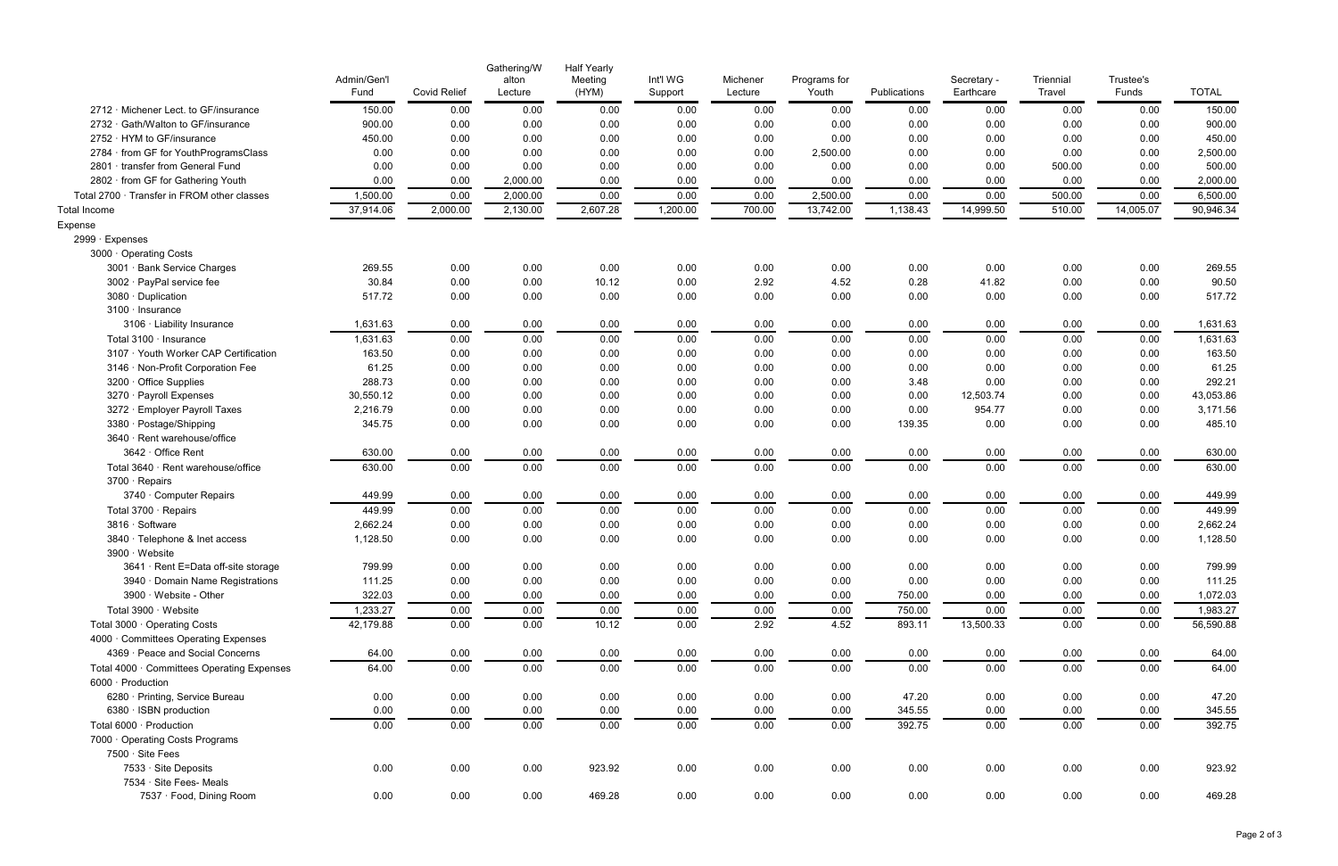| | Admin/Gen'l Fund | Covid Relief | Gathering/Walton Lecture | Half Yearly Meeting (HYM) | Int'l WG Support | Michener Lecture | Programs for Youth | Publications | Secretary - Earthcare | Triennial Travel | Trustee's Funds | TOTAL |
|---|---|---|---|---|---|---|---|---|---|---|---|---|
| 2712 · Michener Lect. to GF/insurance | 150.00 | 0.00 | 0.00 | 0.00 | 0.00 | 0.00 | 0.00 | 0.00 | 0.00 | 0.00 | 0.00 | 150.00 |
| 2732 · Gath/Walton to GF/insurance | 900.00 | 0.00 | 0.00 | 0.00 | 0.00 | 0.00 | 0.00 | 0.00 | 0.00 | 0.00 | 0.00 | 900.00 |
| 2752 · HYM to GF/insurance | 450.00 | 0.00 | 0.00 | 0.00 | 0.00 | 0.00 | 0.00 | 0.00 | 0.00 | 0.00 | 0.00 | 450.00 |
| 2784 · from GF for YouthProgramsClass | 0.00 | 0.00 | 0.00 | 0.00 | 0.00 | 0.00 | 2,500.00 | 0.00 | 0.00 | 0.00 | 0.00 | 2,500.00 |
| 2801 · transfer from General Fund | 0.00 | 0.00 | 0.00 | 0.00 | 0.00 | 0.00 | 0.00 | 0.00 | 0.00 | 500.00 | 0.00 | 500.00 |
| 2802 · from GF for Gathering Youth | 0.00 | 0.00 | 2,000.00 | 0.00 | 0.00 | 0.00 | 0.00 | 0.00 | 0.00 | 0.00 | 0.00 | 2,000.00 |
| Total 2700 · Transfer in FROM other classes | 1,500.00 | 0.00 | 2,000.00 | 0.00 | 0.00 | 0.00 | 2,500.00 | 0.00 | 0.00 | 500.00 | 0.00 | 6,500.00 |
| Total Income | 37,914.06 | 2,000.00 | 2,130.00 | 2,607.28 | 1,200.00 | 700.00 | 13,742.00 | 1,138.43 | 14,999.50 | 510.00 | 14,005.07 | 90,946.34 |
| Expense | | | | | | | | | | | | |
| 2999 · Expenses | | | | | | | | | | | | |
| 3000 · Operating Costs | | | | | | | | | | | | |
| 3001 · Bank Service Charges | 269.55 | 0.00 | 0.00 | 0.00 | 0.00 | 0.00 | 0.00 | 0.00 | 0.00 | 0.00 | 0.00 | 269.55 |
| 3002 · PayPal service fee | 30.84 | 0.00 | 0.00 | 10.12 | 0.00 | 2.92 | 4.52 | 0.28 | 41.82 | 0.00 | 0.00 | 90.50 |
| 3080 · Duplication | 517.72 | 0.00 | 0.00 | 0.00 | 0.00 | 0.00 | 0.00 | 0.00 | 0.00 | 0.00 | 0.00 | 517.72 |
| 3100 · Insurance | | | | | | | | | | | | |
| 3106 · Liability Insurance | 1,631.63 | 0.00 | 0.00 | 0.00 | 0.00 | 0.00 | 0.00 | 0.00 | 0.00 | 0.00 | 0.00 | 1,631.63 |
| Total 3100 · Insurance | 1,631.63 | 0.00 | 0.00 | 0.00 | 0.00 | 0.00 | 0.00 | 0.00 | 0.00 | 0.00 | 0.00 | 1,631.63 |
| 3107 · Youth Worker CAP Certification | 163.50 | 0.00 | 0.00 | 0.00 | 0.00 | 0.00 | 0.00 | 0.00 | 0.00 | 0.00 | 0.00 | 163.50 |
| 3146 · Non-Profit Corporation Fee | 61.25 | 0.00 | 0.00 | 0.00 | 0.00 | 0.00 | 0.00 | 0.00 | 0.00 | 0.00 | 0.00 | 61.25 |
| 3200 · Office Supplies | 288.73 | 0.00 | 0.00 | 0.00 | 0.00 | 0.00 | 0.00 | 3.48 | 0.00 | 0.00 | 0.00 | 292.21 |
| 3270 · Payroll Expenses | 30,550.12 | 0.00 | 0.00 | 0.00 | 0.00 | 0.00 | 0.00 | 0.00 | 12,503.74 | 0.00 | 0.00 | 43,053.86 |
| 3272 · Employer Payroll Taxes | 2,216.79 | 0.00 | 0.00 | 0.00 | 0.00 | 0.00 | 0.00 | 0.00 | 954.77 | 0.00 | 0.00 | 3,171.56 |
| 3380 · Postage/Shipping | 345.75 | 0.00 | 0.00 | 0.00 | 0.00 | 0.00 | 0.00 | 139.35 | 0.00 | 0.00 | 0.00 | 485.10 |
| 3640 · Rent warehouse/office | | | | | | | | | | | | |
| 3642 · Office Rent | 630.00 | 0.00 | 0.00 | 0.00 | 0.00 | 0.00 | 0.00 | 0.00 | 0.00 | 0.00 | 0.00 | 630.00 |
| Total 3640 · Rent warehouse/office | 630.00 | 0.00 | 0.00 | 0.00 | 0.00 | 0.00 | 0.00 | 0.00 | 0.00 | 0.00 | 0.00 | 630.00 |
| 3700 · Repairs | | | | | | | | | | | | |
| 3740 · Computer Repairs | 449.99 | 0.00 | 0.00 | 0.00 | 0.00 | 0.00 | 0.00 | 0.00 | 0.00 | 0.00 | 0.00 | 449.99 |
| Total 3700 · Repairs | 449.99 | 0.00 | 0.00 | 0.00 | 0.00 | 0.00 | 0.00 | 0.00 | 0.00 | 0.00 | 0.00 | 449.99 |
| 3816 · Software | 2,662.24 | 0.00 | 0.00 | 0.00 | 0.00 | 0.00 | 0.00 | 0.00 | 0.00 | 0.00 | 0.00 | 2,662.24 |
| 3840 · Telephone & Inet access | 1,128.50 | 0.00 | 0.00 | 0.00 | 0.00 | 0.00 | 0.00 | 0.00 | 0.00 | 0.00 | 0.00 | 1,128.50 |
| 3900 · Website | | | | | | | | | | | | |
| 3641 · Rent E=Data off-site storage | 799.99 | 0.00 | 0.00 | 0.00 | 0.00 | 0.00 | 0.00 | 0.00 | 0.00 | 0.00 | 0.00 | 799.99 |
| 3940 · Domain Name Registrations | 111.25 | 0.00 | 0.00 | 0.00 | 0.00 | 0.00 | 0.00 | 0.00 | 0.00 | 0.00 | 0.00 | 111.25 |
| 3900 · Website - Other | 322.03 | 0.00 | 0.00 | 0.00 | 0.00 | 0.00 | 0.00 | 750.00 | 0.00 | 0.00 | 0.00 | 1,072.03 |
| Total 3900 · Website | 1,233.27 | 0.00 | 0.00 | 0.00 | 0.00 | 0.00 | 0.00 | 750.00 | 0.00 | 0.00 | 0.00 | 1,983.27 |
| Total 3000 · Operating Costs | 42,179.88 | 0.00 | 0.00 | 10.12 | 0.00 | 2.92 | 4.52 | 893.11 | 13,500.33 | 0.00 | 0.00 | 56,590.88 |
| 4000 · Committees Operating Expenses | | | | | | | | | | | | |
| 4369 · Peace and Social Concerns | 64.00 | 0.00 | 0.00 | 0.00 | 0.00 | 0.00 | 0.00 | 0.00 | 0.00 | 0.00 | 0.00 | 64.00 |
| Total 4000 · Committees Operating Expenses | 64.00 | 0.00 | 0.00 | 0.00 | 0.00 | 0.00 | 0.00 | 0.00 | 0.00 | 0.00 | 0.00 | 64.00 |
| 6000 · Production | | | | | | | | | | | | |
| 6280 · Printing, Service Bureau | 0.00 | 0.00 | 0.00 | 0.00 | 0.00 | 0.00 | 0.00 | 47.20 | 0.00 | 0.00 | 0.00 | 47.20 |
| 6380 · ISBN production | 0.00 | 0.00 | 0.00 | 0.00 | 0.00 | 0.00 | 0.00 | 345.55 | 0.00 | 0.00 | 0.00 | 345.55 |
| Total 6000 · Production | 0.00 | 0.00 | 0.00 | 0.00 | 0.00 | 0.00 | 0.00 | 392.75 | 0.00 | 0.00 | 0.00 | 392.75 |
| 7000 · Operating Costs Programs | | | | | | | | | | | | |
| 7500 · Site Fees | | | | | | | | | | | | |
| 7533 · Site Deposits | 0.00 | 0.00 | 0.00 | 923.92 | 0.00 | 0.00 | 0.00 | 0.00 | 0.00 | 0.00 | 0.00 | 923.92 |
| 7534 · Site Fees- Meals | | | | | | | | | | | | |
| 7537 · Food, Dining Room | 0.00 | 0.00 | 0.00 | 469.28 | 0.00 | 0.00 | 0.00 | 0.00 | 0.00 | 0.00 | 0.00 | 469.28 |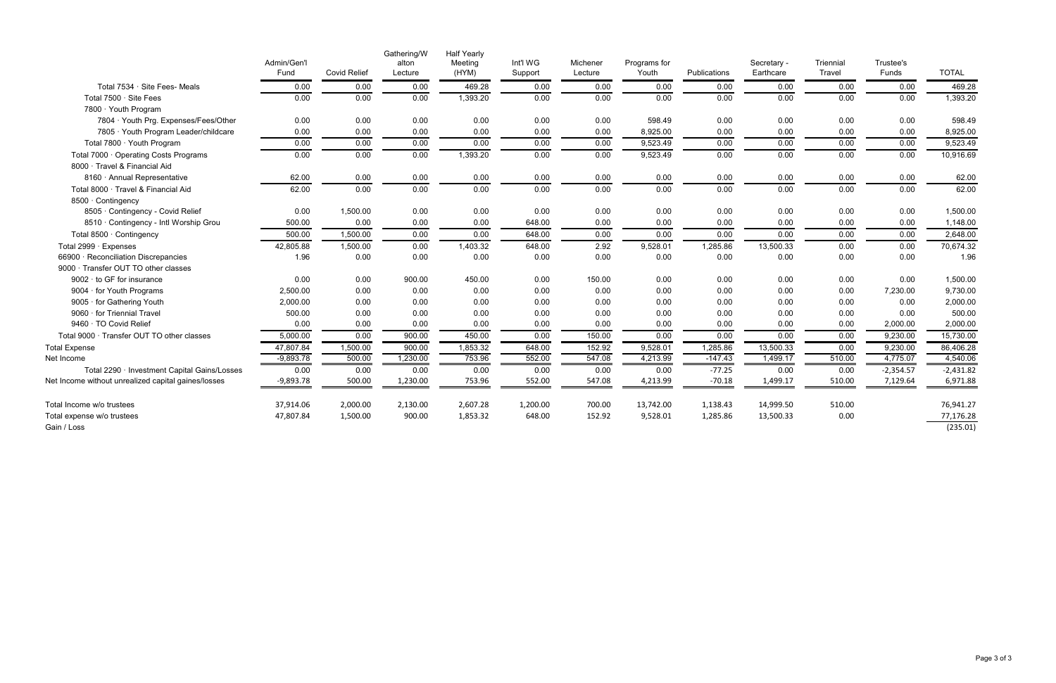|  | Admin/Gen'l Fund | Covid Relief | Gathering/Walton Lecture | Half Yearly Meeting (HYM) | Int'l WG Support | Michener Lecture | Programs for Youth | Publications | Secretary - Earthcare | Triennial Travel | Trustee's Funds | TOTAL |
|---|---|---|---|---|---|---|---|---|---|---|---|---|
| Total 7534 · Site Fees- Meals | 0.00 | 0.00 | 0.00 | 469.28 | 0.00 | 0.00 | 0.00 | 0.00 | 0.00 | 0.00 | 0.00 | 469.28 |
| Total 7500 · Site Fees | 0.00 | 0.00 | 0.00 | 1,393.20 | 0.00 | 0.00 | 0.00 | 0.00 | 0.00 | 0.00 | 0.00 | 1,393.20 |
| 7800 · Youth Program |  |  |  |  |  |  |  |  |  |  |  |  |
| 7804 · Youth Prg. Expenses/Fees/Other | 0.00 | 0.00 | 0.00 | 0.00 | 0.00 | 0.00 | 598.49 | 0.00 | 0.00 | 0.00 | 0.00 | 598.49 |
| 7805 · Youth Program Leader/childcare | 0.00 | 0.00 | 0.00 | 0.00 | 0.00 | 0.00 | 8,925.00 | 0.00 | 0.00 | 0.00 | 0.00 | 8,925.00 |
| Total 7800 · Youth Program | 0.00 | 0.00 | 0.00 | 0.00 | 0.00 | 0.00 | 9,523.49 | 0.00 | 0.00 | 0.00 | 0.00 | 9,523.49 |
| Total 7000 · Operating Costs Programs | 0.00 | 0.00 | 0.00 | 1,393.20 | 0.00 | 0.00 | 9,523.49 | 0.00 | 0.00 | 0.00 | 0.00 | 10,916.69 |
| 8000 · Travel & Financial Aid |  |  |  |  |  |  |  |  |  |  |  |  |
| 8160 · Annual Representative | 62.00 | 0.00 | 0.00 | 0.00 | 0.00 | 0.00 | 0.00 | 0.00 | 0.00 | 0.00 | 0.00 | 62.00 |
| Total 8000 · Travel & Financial Aid | 62.00 | 0.00 | 0.00 | 0.00 | 0.00 | 0.00 | 0.00 | 0.00 | 0.00 | 0.00 | 0.00 | 62.00 |
| 8500 · Contingency |  |  |  |  |  |  |  |  |  |  |  |  |
| 8505 · Contingency - Covid Relief | 0.00 | 1,500.00 | 0.00 | 0.00 | 0.00 | 0.00 | 0.00 | 0.00 | 0.00 | 0.00 | 0.00 | 1,500.00 |
| 8510 · Contingency - Intl Worship Grou | 500.00 | 0.00 | 0.00 | 0.00 | 648.00 | 0.00 | 0.00 | 0.00 | 0.00 | 0.00 | 0.00 | 1,148.00 |
| Total 8500 · Contingency | 500.00 | 1,500.00 | 0.00 | 0.00 | 648.00 | 0.00 | 0.00 | 0.00 | 0.00 | 0.00 | 0.00 | 2,648.00 |
| Total 2999 · Expenses | 42,805.88 | 1,500.00 | 0.00 | 1,403.32 | 648.00 | 2.92 | 9,528.01 | 1,285.86 | 13,500.33 | 0.00 | 0.00 | 70,674.32 |
| 66900 · Reconciliation Discrepancies | 1.96 | 0.00 | 0.00 | 0.00 | 0.00 | 0.00 | 0.00 | 0.00 | 0.00 | 0.00 | 0.00 | 1.96 |
| 9000 · Transfer OUT TO other classes |  |  |  |  |  |  |  |  |  |  |  |  |
| 9002 · to GF for insurance | 0.00 | 0.00 | 900.00 | 450.00 | 0.00 | 150.00 | 0.00 | 0.00 | 0.00 | 0.00 | 0.00 | 1,500.00 |
| 9004 · for Youth Programs | 2,500.00 | 0.00 | 0.00 | 0.00 | 0.00 | 0.00 | 0.00 | 0.00 | 0.00 | 0.00 | 7,230.00 | 9,730.00 |
| 9005 · for Gathering Youth | 2,000.00 | 0.00 | 0.00 | 0.00 | 0.00 | 0.00 | 0.00 | 0.00 | 0.00 | 0.00 | 0.00 | 2,000.00 |
| 9060 · for Triennial Travel | 500.00 | 0.00 | 0.00 | 0.00 | 0.00 | 0.00 | 0.00 | 0.00 | 0.00 | 0.00 | 0.00 | 500.00 |
| 9460 · TO Covid Relief | 0.00 | 0.00 | 0.00 | 0.00 | 0.00 | 0.00 | 0.00 | 0.00 | 0.00 | 0.00 | 2,000.00 | 2,000.00 |
| Total 9000 · Transfer OUT TO other classes | 5,000.00 | 0.00 | 900.00 | 450.00 | 0.00 | 150.00 | 0.00 | 0.00 | 0.00 | 0.00 | 9,230.00 | 15,730.00 |
| Total Expense | 47,807.84 | 1,500.00 | 900.00 | 1,853.32 | 648.00 | 152.92 | 9,528.01 | 1,285.86 | 13,500.33 | 0.00 | 9,230.00 | 86,406.28 |
| Net Income | -9,893.78 | 500.00 | 1,230.00 | 753.96 | 552.00 | 547.08 | 4,213.99 | -147.43 | 1,499.17 | 510.00 | 4,775.07 | 4,540.06 |
| Total 2290 · Investment Capital Gains/Losses | 0.00 | 0.00 | 0.00 | 0.00 | 0.00 | 0.00 | 0.00 | -77.25 | 0.00 | 0.00 | -2,354.57 | -2,431.82 |
| Net Income without unrealized capital gaines/losses | -9,893.78 | 500.00 | 1,230.00 | 753.96 | 552.00 | 547.08 | 4,213.99 | -70.18 | 1,499.17 | 510.00 | 7,129.64 | 6,971.88 |
| Total Income w/o trustees | 37,914.06 | 2,000.00 | 2,130.00 | 2,607.28 | 1,200.00 | 700.00 | 13,742.00 | 1,138.43 | 14,999.50 | 510.00 |  | 76,941.27 |
| Total expense w/o trustees | 47,807.84 | 1,500.00 | 900.00 | 1,853.32 | 648.00 | 152.92 | 9,528.01 | 1,285.86 | 13,500.33 | 0.00 |  | 77,176.28 |
| Gain / Loss |  |  |  |  |  |  |  |  |  |  |  | (235.01) |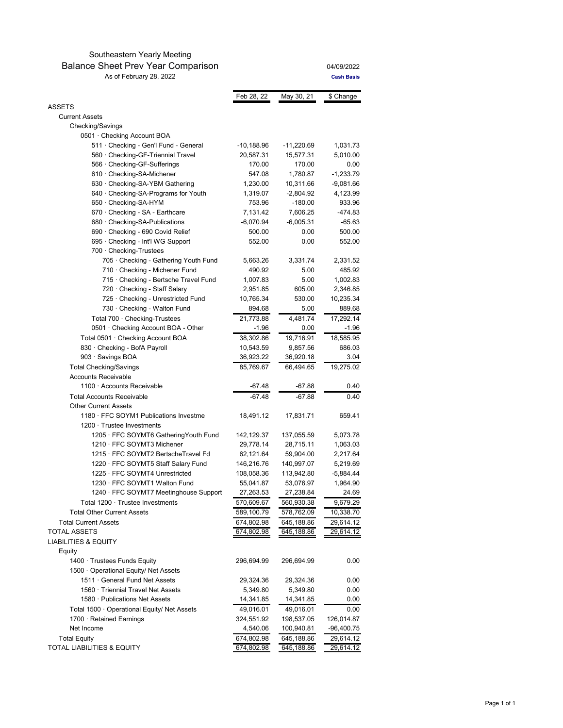# Southeastern Yearly Meeting

## Balance Sheet Prev Year Comparison

As of February 28, 2022

04/09/2022

**Cash Basis**

| | Feb 28, 22 | May 30, 21 | $ Change |
|---|---|---|---|
| ASSETS | | | |
| Current Assets | | | |
| Checking/Savings | | | |
| 0501 · Checking Account BOA | | | |
| 511 · Checking - Gen'l Fund - General | -10,188.96 | -11,220.69 | 1,031.73 |
| 560 · Checking-GF-Triennial Travel | 20,587.31 | 15,577.31 | 5,010.00 |
| 566 · Checking-GF-Sufferings | 170.00 | 170.00 | 0.00 |
| 610 · Checking-SA-Michener | 547.08 | 1,780.87 | -1,233.79 |
| 630 · Checking-SA-YBM Gathering | 1,230.00 | 10,311.66 | -9,081.66 |
| 640 · Checking-SA-Programs for Youth | 1,319.07 | -2,804.92 | 4,123.99 |
| 650 · Checking-SA-HYM | 753.96 | -180.00 | 933.96 |
| 670 · Checking - SA - Earthcare | 7,131.42 | 7,606.25 | -474.83 |
| 680 · Checking-SA-Publications | -6,070.94 | -6,005.31 | -65.63 |
| 690 · Checking - 690 Covid Relief | 500.00 | 0.00 | 500.00 |
| 695 · Checking - Int'l WG Support | 552.00 | 0.00 | 552.00 |
| 700 · Checking-Trustees | | | |
| 705 · Checking - Gathering Youth Fund | 5,663.26 | 3,331.74 | 2,331.52 |
| 710 · Checking - Michener Fund | 490.92 | 5.00 | 485.92 |
| 715 · Checking - Bertsche Travel Fund | 1,007.83 | 5.00 | 1,002.83 |
| 720 · Checking - Staff Salary | 2,951.85 | 605.00 | 2,346.85 |
| 725 · Checking - Unrestricted Fund | 10,765.34 | 530.00 | 10,235.34 |
| 730 · Checking - Walton Fund | 894.68 | 5.00 | 889.68 |
| Total 700 · Checking-Trustees | 21,773.88 | 4,481.74 | 17,292.14 |
| 0501 · Checking Account BOA - Other | -1.96 | 0.00 | -1.96 |
| Total 0501 · Checking Account BOA | 38,302.86 | 19,716.91 | 18,585.95 |
| 830 · Checking - BofA Payroll | 10,543.59 | 9,857.56 | 686.03 |
| 903 · Savings BOA | 36,923.22 | 36,920.18 | 3.04 |
| Total Checking/Savings | 85,769.67 | 66,494.65 | 19,275.02 |
| Accounts Receivable | | | |
| 1100 · Accounts Receivable | -67.48 | -67.88 | 0.40 |
| Total Accounts Receivable | -67.48 | -67.88 | 0.40 |
| Other Current Assets | | | |
| 1180 · FFC SOYM1 Publications Investme | 18,491.12 | 17,831.71 | 659.41 |
| 1200 · Trustee Investments | | | |
| 1205 · FFC SOYMT6 GatheringYouth Fund | 142,129.37 | 137,055.59 | 5,073.78 |
| 1210 · FFC SOYMT3 Michener | 29,778.14 | 28,715.11 | 1,063.03 |
| 1215 · FFC SOYMT2 BertscheTravel Fd | 62,121.64 | 59,904.00 | 2,217.64 |
| 1220 · FFC SOYMT5 Staff Salary Fund | 146,216.76 | 140,997.07 | 5,219.69 |
| 1225 · FFC SOYMT4 Unrestricted | 108,058.36 | 113,942.80 | -5,884.44 |
| 1230 · FFC SOYMT1 Walton Fund | 55,041.87 | 53,076.97 | 1,964.90 |
| 1240 · FFC SOYMT7 Meetinghouse Support | 27,263.53 | 27,238.84 | 24.69 |
| Total 1200 · Trustee Investments | 570,609.67 | 560,930.38 | 9,679.29 |
| Total Other Current Assets | 589,100.79 | 578,762.09 | 10,338.70 |
| Total Current Assets | 674,802.98 | 645,188.86 | 29,614.12 |
| TOTAL ASSETS | 674,802.98 | 645,188.86 | 29,614.12 |
| LIABILITIES & EQUITY | | | |
| Equity | | | |
| 1400 · Trustees Funds Equity | 296,694.99 | 296,694.99 | 0.00 |
| 1500 · Operational Equity/ Net Assets | | | |
| 1511 · General Fund Net Assets | 29,324.36 | 29,324.36 | 0.00 |
| 1560 · Triennial Travel Net Assets | 5,349.80 | 5,349.80 | 0.00 |
| 1580 · Publications Net Assets | 14,341.85 | 14,341.85 | 0.00 |
| Total 1500 · Operational Equity/ Net Assets | 49,016.01 | 49,016.01 | 0.00 |
| 1700 · Retained Earnings | 324,551.92 | 198,537.05 | 126,014.87 |
| Net Income | 4,540.06 | 100,940.81 | -96,400.75 |
| Total Equity | 674,802.98 | 645,188.86 | 29,614.12 |
| TOTAL LIABILITIES & EQUITY | 674,802.98 | 645,188.86 | 29,614.12 |